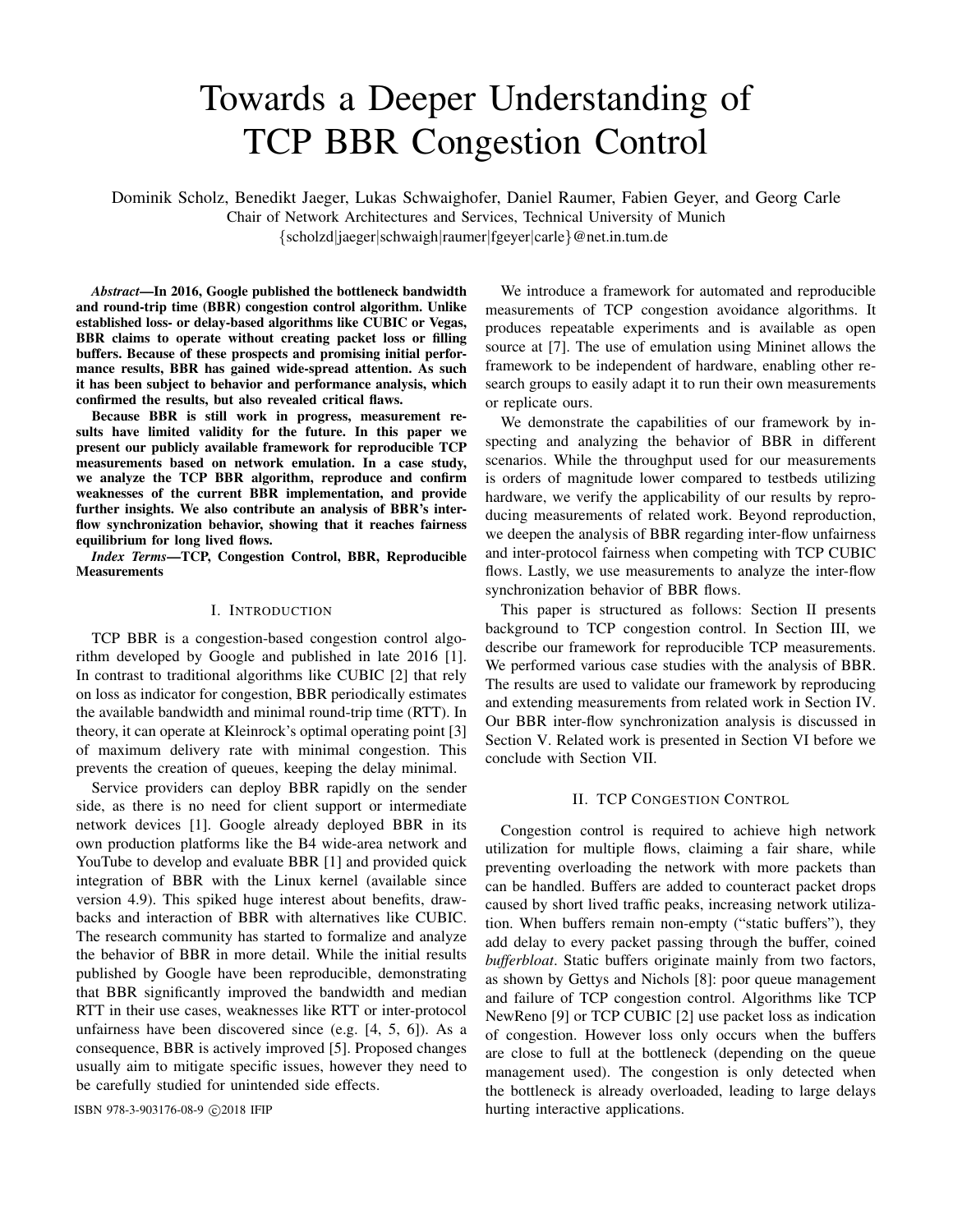# Towards a Deeper Understanding of TCP BBR Congestion Control

Dominik Scholz, Benedikt Jaeger, Lukas Schwaighofer, Daniel Raumer, Fabien Geyer, and Georg Carle
Chair of Network Architectures and Services, Technical University of Munich
{scholzd|jaeger|schwaigh|raumer|fgeyer|carle}@net.in.tum.de

***Abstract*—In 2016, Google published the bottleneck bandwidth and round-trip time (BBR) congestion control algorithm. Unlike established loss- or delay-based algorithms like CUBIC or Vegas, BBR claims to operate without creating packet loss or filling buffers. Because of these prospects and promising initial performance results, BBR has gained wide-spread attention. As such it has been subject to behavior and performance analysis, which confirmed the results, but also revealed critical flaws.**

**Because BBR is still work in progress, measurement results have limited validity for the future. In this paper we present our publicly available framework for reproducible TCP measurements based on network emulation. In a case study, we analyze the TCP BBR algorithm, reproduce and confirm weaknesses of the current BBR implementation, and provide further insights. We also contribute an analysis of BBR's inter-flow synchronization behavior, showing that it reaches fairness equilibrium for long lived flows.**

***Index Terms*—TCP, Congestion Control, BBR, Reproducible Measurements**

## I. Introduction

TCP BBR is a congestion-based congestion control algorithm developed by Google and published in late 2016 [1]. In contrast to traditional algorithms like CUBIC [2] that rely on loss as indicator for congestion, BBR periodically estimates the available bandwidth and minimal round-trip time (RTT). In theory, it can operate at Kleinrock's optimal operating point [3] of maximum delivery rate with minimal congestion. This prevents the creation of queues, keeping the delay minimal.

Service providers can deploy BBR rapidly on the sender side, as there is no need for client support or intermediate network devices [1]. Google already deployed BBR in its own production platforms like the B4 wide-area network and YouTube to develop and evaluate BBR [1] and provided quick integration of BBR with the Linux kernel (available since version 4.9). This spiked huge interest about benefits, drawbacks and interaction of BBR with alternatives like CUBIC. The research community has started to formalize and analyze the behavior of BBR in more detail. While the initial results published by Google have been reproducible, demonstrating that BBR significantly improved the bandwidth and median RTT in their use cases, weaknesses like RTT or inter-protocol unfairness have been discovered since (e.g. [4, 5, 6]). As a consequence, BBR is actively improved [5]. Proposed changes usually aim to mitigate specific issues, however they need to be carefully studied for unintended side effects.

We introduce a framework for automated and reproducible measurements of TCP congestion avoidance algorithms. It produces repeatable experiments and is available as open source at [7]. The use of emulation using Mininet allows the framework to be independent of hardware, enabling other research groups to easily adapt it to run their own measurements or replicate ours.

We demonstrate the capabilities of our framework by inspecting and analyzing the behavior of BBR in different scenarios. While the throughput used for our measurements is orders of magnitude lower compared to testbeds utilizing hardware, we verify the applicability of our results by reproducing measurements of related work. Beyond reproduction, we deepen the analysis of BBR regarding inter-flow unfairness and inter-protocol fairness when competing with TCP CUBIC flows. Lastly, we use measurements to analyze the inter-flow synchronization behavior of BBR flows.

This paper is structured as follows: Section II presents background to TCP congestion control. In Section III, we describe our framework for reproducible TCP measurements. We performed various case studies with the analysis of BBR. The results are used to validate our framework by reproducing and extending measurements from related work in Section IV. Our BBR inter-flow synchronization analysis is discussed in Section V. Related work is presented in Section VI before we conclude with Section VII.

## II. TCP Congestion Control

Congestion control is required to achieve high network utilization for multiple flows, claiming a fair share, while preventing overloading the network with more packets than can be handled. Buffers are added to counteract packet drops caused by short lived traffic peaks, increasing network utilization. When buffers remain non-empty ("static buffers"), they add delay to every packet passing through the buffer, coined *bufferbloat*. Static buffers originate mainly from two factors, as shown by Gettys and Nichols [8]: poor queue management and failure of TCP congestion control. Algorithms like TCP NewReno [9] or TCP CUBIC [2] use packet loss as indication of congestion. However loss only occurs when the buffers are close to full at the bottleneck (depending on the queue management used). The congestion is only detected when the bottleneck is already overloaded, leading to large delays hurting interactive applications.

ISBN 978-3-903176-08-9 ©2018 IFIP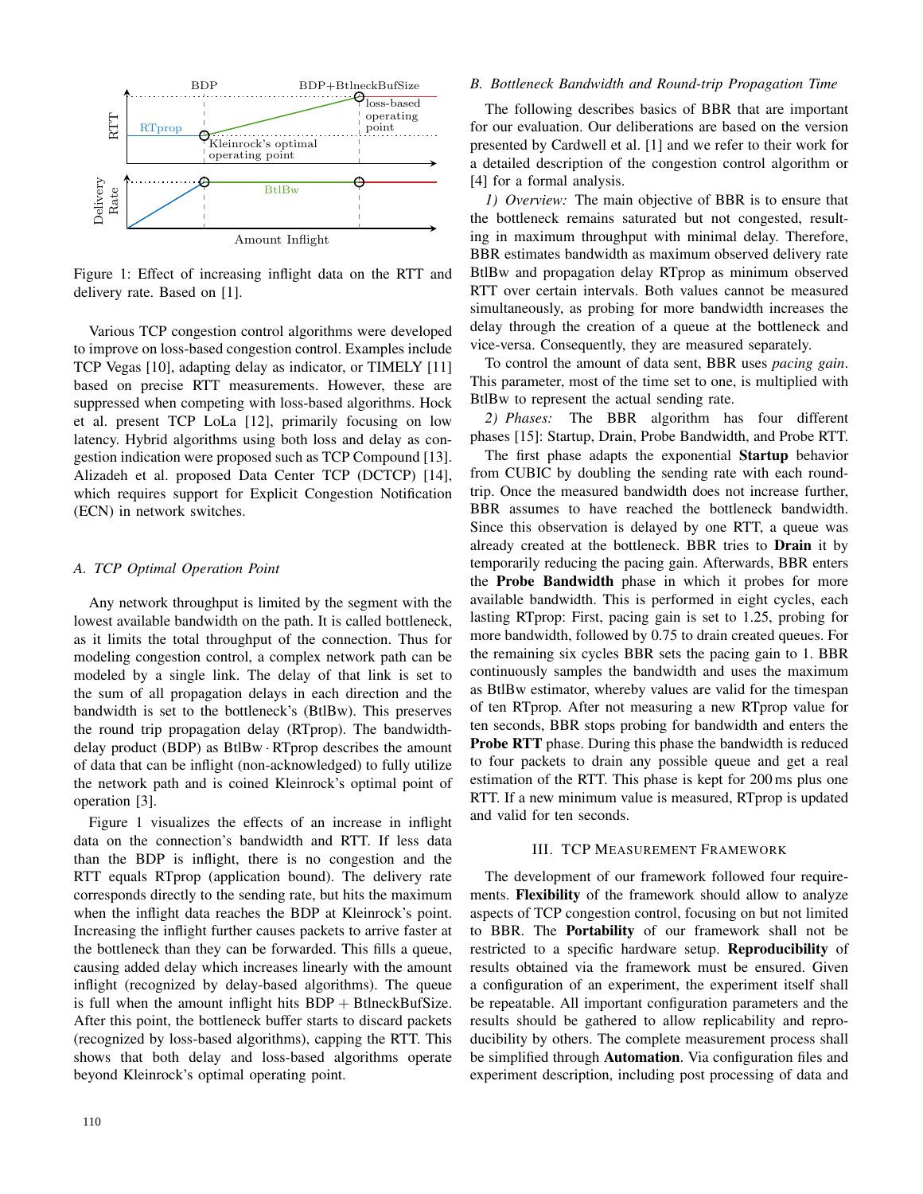Figure 1: Effect of increasing inflight data on the RTT and delivery rate. Based on [1].

Various TCP congestion control algorithms were developed to improve on loss-based congestion control. Examples include TCP Vegas [10], adapting delay as indicator, or TIMELY [11] based on precise RTT measurements. However, these are suppressed when competing with loss-based algorithms. Hock et al. present TCP LoLa [12], primarily focusing on low latency. Hybrid algorithms using both loss and delay as congestion indication were proposed such as TCP Compound [13]. Alizadeh et al. proposed Data Center TCP (DCTCP) [14], which requires support for Explicit Congestion Notification (ECN) in network switches.

### A. TCP Optimal Operation Point

Any network throughput is limited by the segment with the lowest available bandwidth on the path. It is called bottleneck, as it limits the total throughput of the connection. Thus for modeling congestion control, a complex network path can be modeled by a single link. The delay of that link is set to the sum of all propagation delays in each direction and the bandwidth is set to the bottleneck's (BtlBw). This preserves the round trip propagation delay (RTprop). The bandwidth-delay product (BDP) as $\text{BtlBw} \cdot \text{RTprop}$ describes the amount of data that can be inflight (non-acknowledged) to fully utilize the network path and is coined Kleinrock's optimal point of operation [3].

Figure 1 visualizes the effects of an increase in inflight data on the connection's bandwidth and RTT. If less data than the BDP is inflight, there is no congestion and the RTT equals RTprop (application bound). The delivery rate corresponds directly to the sending rate, but hits the maximum when the inflight data reaches the BDP at Kleinrock's point. Increasing the inflight further causes packets to arrive faster at the bottleneck than they can be forwarded. This fills a queue, causing added delay which increases linearly with the amount inflight (recognized by delay-based algorithms). The queue is full when the amount inflight hits $\text{BDP} + \text{BtlneckBufSize}$. After this point, the bottleneck buffer starts to discard packets (recognized by loss-based algorithms), capping the RTT. This shows that both delay and loss-based algorithms operate beyond Kleinrock's optimal operating point.

### B. Bottleneck Bandwidth and Round-trip Propagation Time

The following describes basics of BBR that are important for our evaluation. Our deliberations are based on the version presented by Cardwell et al. [1] and we refer to their work for a detailed description of the congestion control algorithm or [4] for a formal analysis.

*1) Overview:* The main objective of BBR is to ensure that the bottleneck remains saturated but not congested, resulting in maximum throughput with minimal delay. Therefore, BBR estimates bandwidth as maximum observed delivery rate BtlBw and propagation delay RTprop as minimum observed RTT over certain intervals. Both values cannot be measured simultaneously, as probing for more bandwidth increases the delay through the creation of a queue at the bottleneck and vice-versa. Consequently, they are measured separately.

To control the amount of data sent, BBR uses *pacing gain*. This parameter, most of the time set to one, is multiplied with BtlBw to represent the actual sending rate.

*2) Phases:* The BBR algorithm has four different phases [15]: Startup, Drain, Probe Bandwidth, and Probe RTT.

The first phase adapts the exponential **Startup** behavior from CUBIC by doubling the sending rate with each round-trip. Once the measured bandwidth does not increase further, BBR assumes to have reached the bottleneck bandwidth. Since this observation is delayed by one RTT, a queue was already created at the bottleneck. BBR tries to **Drain** it by temporarily reducing the pacing gain. Afterwards, BBR enters the **Probe Bandwidth** phase in which it probes for more available bandwidth. This is performed in eight cycles, each lasting RTprop: First, pacing gain is set to 1.25, probing for more bandwidth, followed by 0.75 to drain created queues. For the remaining six cycles BBR sets the pacing gain to 1. BBR continuously samples the bandwidth and uses the maximum as BtlBw estimator, whereby values are valid for the timespan of ten RTprop. After not measuring a new RTprop value for ten seconds, BBR stops probing for bandwidth and enters the **Probe RTT** phase. During this phase the bandwidth is reduced to four packets to drain any possible queue and get a real estimation of the RTT. This phase is kept for 200 ms plus one RTT. If a new minimum value is measured, RTprop is updated and valid for ten seconds.

## III. TCP Measurement Framework

The development of our framework followed four requirements. **Flexibility** of the framework should allow to analyze aspects of TCP congestion control, focusing on but not limited to BBR. The **Portability** of our framework shall not be restricted to a specific hardware setup. **Reproducibility** of results obtained via the framework must be ensured. Given a configuration of an experiment, the experiment itself shall be repeatable. All important configuration parameters and the results should be gathered to allow replicability and reproducibility by others. The complete measurement process shall be simplified through **Automation**. Via configuration files and experiment description, including post processing of data and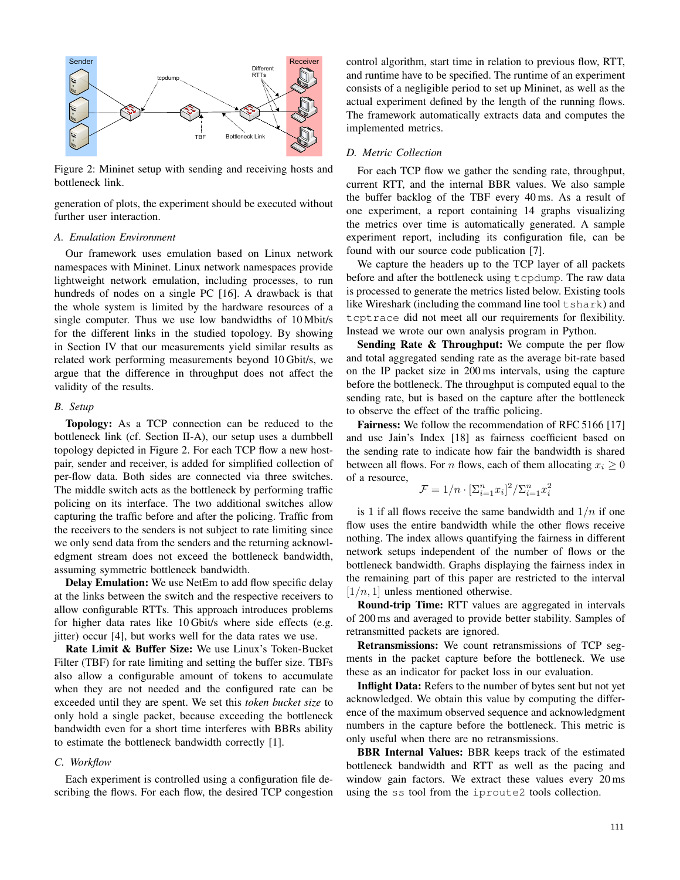Figure 2: Mininet setup with sending and receiving hosts and bottleneck link.

generation of plots, the experiment should be executed without further user interaction.

### A. Emulation Environment

Our framework uses emulation based on Linux network namespaces with Mininet. Linux network namespaces provide lightweight network emulation, including processes, to run hundreds of nodes on a single PC [16]. A drawback is that the whole system is limited by the hardware resources of a single computer. Thus we use low bandwidths of 10 Mbit/s for the different links in the studied topology. By showing in Section IV that our measurements yield similar results as related work performing measurements beyond 10 Gbit/s, we argue that the difference in throughput does not affect the validity of the results.

### B. Setup

**Topology:** As a TCP connection can be reduced to the bottleneck link (cf. Section II-A), our setup uses a dumbbell topology depicted in Figure 2. For each TCP flow a new host-pair, sender and receiver, is added for simplified collection of per-flow data. Both sides are connected via three switches. The middle switch acts as the bottleneck by performing traffic policing on its interface. The two additional switches allow capturing the traffic before and after the policing. Traffic from the receivers to the senders is not subject to rate limiting since we only send data from the senders and the returning acknowledgment stream does not exceed the bottleneck bandwidth, assuming symmetric bottleneck bandwidth.

**Delay Emulation:** We use NetEm to add flow specific delay at the links between the switch and the respective receivers to allow configurable RTTs. This approach introduces problems for higher data rates like 10 Gbit/s where side effects (e.g. jitter) occur [4], but works well for the data rates we use.

**Rate Limit & Buffer Size:** We use Linux's Token-Bucket Filter (TBF) for rate limiting and setting the buffer size. TBFs also allow a configurable amount of tokens to accumulate when they are not needed and the configured rate can be exceeded until they are spent. We set this *token bucket size* to only hold a single packet, because exceeding the bottleneck bandwidth even for a short time interferes with BBRs ability to estimate the bottleneck bandwidth correctly [1].

### C. Workflow

Each experiment is controlled using a configuration file describing the flows. For each flow, the desired TCP congestion control algorithm, start time in relation to previous flow, RTT, and runtime have to be specified. The runtime of an experiment consists of a negligible period to set up Mininet, as well as the actual experiment defined by the length of the running flows. The framework automatically extracts data and computes the implemented metrics.

### D. Metric Collection

For each TCP flow we gather the sending rate, throughput, current RTT, and the internal BBR values. We also sample the buffer backlog of the TBF every 40 ms. As a result of one experiment, a report containing 14 graphs visualizing the metrics over time is automatically generated. A sample experiment report, including its configuration file, can be found with our source code publication [7].

We capture the headers up to the TCP layer of all packets before and after the bottleneck using `tcpdump`. The raw data is processed to generate the metrics listed below. Existing tools like Wireshark (including the command line tool `tshark`) and `tcptrace` did not meet all our requirements for flexibility. Instead we wrote our own analysis program in Python.

**Sending Rate & Throughput:** We compute the per flow and total aggregated sending rate as the average bit-rate based on the IP packet size in 200 ms intervals, using the capture before the bottleneck. The throughput is computed equal to the sending rate, but is based on the capture after the bottleneck to observe the effect of the traffic policing.

**Fairness:** We follow the recommendation of RFC 5166 [17] and use Jain's Index [18] as fairness coefficient based on the sending rate to indicate how fair the bandwidth is shared between all flows. For $n$ flows, each of them allocating $x_i \geq 0$ of a resource,

$$\mathcal{F} = 1/n \cdot [\Sigma_{i=1}^{n} x_i]^2 / \Sigma_{i=1}^{n} x_i^2$$

is 1 if all flows receive the same bandwidth and $1/n$ if one flow uses the entire bandwidth while the other flows receive nothing. The index allows quantifying the fairness in different network setups independent of the number of flows or the bottleneck bandwidth. Graphs displaying the fairness index in the remaining part of this paper are restricted to the interval $[1/n, 1]$ unless mentioned otherwise.

**Round-trip Time:** RTT values are aggregated in intervals of 200 ms and averaged to provide better stability. Samples of retransmitted packets are ignored.

**Retransmissions:** We count retransmissions of TCP segments in the packet capture before the bottleneck. We use these as an indicator for packet loss in our evaluation.

**Inflight Data:** Refers to the number of bytes sent but not yet acknowledged. We obtain this value by computing the difference of the maximum observed sequence and acknowledgment numbers in the capture before the bottleneck. This metric is only useful when there are no retransmissions.

**BBR Internal Values:** BBR keeps track of the estimated bottleneck bandwidth and RTT as well as the pacing and window gain factors. We extract these values every 20 ms using the `ss` tool from the `iproute2` tools collection.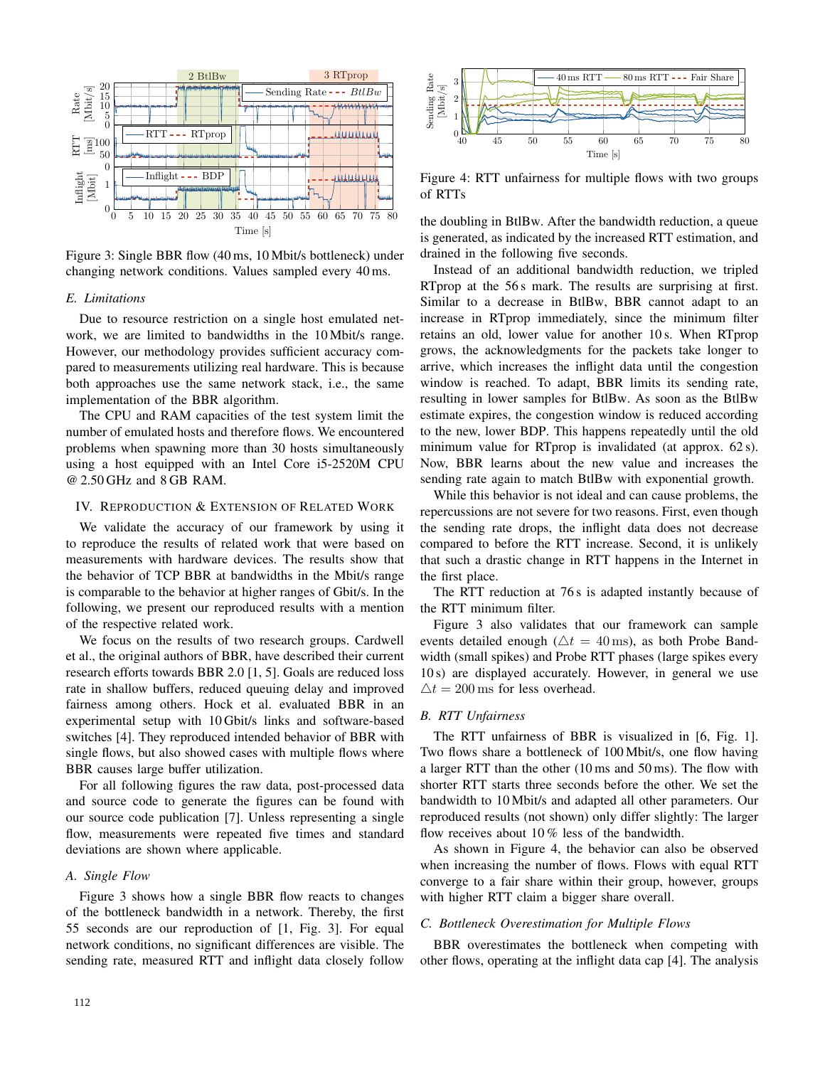Figure 3: Single BBR flow (40 ms, 10 Mbit/s bottleneck) under changing network conditions. Values sampled every 40 ms.

### *E. Limitations*

Due to resource restriction on a single host emulated network, we are limited to bandwidths in the 10 Mbit/s range. However, our methodology provides sufficient accuracy compared to measurements utilizing real hardware. This is because both approaches use the same network stack, i.e., the same implementation of the BBR algorithm.

The CPU and RAM capacities of the test system limit the number of emulated hosts and therefore flows. We encountered problems when spawning more than 30 hosts simultaneously using a host equipped with an Intel Core i5-2520M CPU @ 2.50 GHz and 8 GB RAM.

## IV. Reproduction & Extension of Related Work

We validate the accuracy of our framework by using it to reproduce the results of related work that were based on measurements with hardware devices. The results show that the behavior of TCP BBR at bandwidths in the Mbit/s range is comparable to the behavior at higher ranges of Gbit/s. In the following, we present our reproduced results with a mention of the respective related work.

We focus on the results of two research groups. Cardwell et al., the original authors of BBR, have described their current research efforts towards BBR 2.0 [1, 5]. Goals are reduced loss rate in shallow buffers, reduced queuing delay and improved fairness among others. Hock et al. evaluated BBR in an experimental setup with 10 Gbit/s links and software-based switches [4]. They reproduced intended behavior of BBR with single flows, but also showed cases with multiple flows where BBR causes large buffer utilization.

For all following figures the raw data, post-processed data and source code to generate the figures can be found with our source code publication [7]. Unless representing a single flow, measurements were repeated five times and standard deviations are shown where applicable.

### *A. Single Flow*

Figure 3 shows how a single BBR flow reacts to changes of the bottleneck bandwidth in a network. Thereby, the first 55 seconds are our reproduction of [1, Fig. 3]. For equal network conditions, no significant differences are visible. The sending rate, measured RTT and inflight data closely follow the doubling in BtlBw. After the bandwidth reduction, a queue is generated, as indicated by the increased RTT estimation, and drained in the following five seconds.

Instead of an additional bandwidth reduction, we tripled RTprop at the 56 s mark. The results are surprising at first. Similar to a decrease in BtlBw, BBR cannot adapt to an increase in RTprop immediately, since the minimum filter retains an old, lower value for another 10 s. When RTprop grows, the acknowledgments for the packets take longer to arrive, which increases the inflight data until the congestion window is reached. To adapt, BBR limits its sending rate, resulting in lower samples for BtlBw. As soon as the BtlBw estimate expires, the congestion window is reduced according to the new, lower BDP. This happens repeatedly until the old minimum value for RTprop is invalidated (at approx. 62 s). Now, BBR learns about the new value and increases the sending rate again to match BtlBw with exponential growth.

While this behavior is not ideal and can cause problems, the repercussions are not severe for two reasons. First, even though the sending rate drops, the inflight data does not decrease compared to before the RTT increase. Second, it is unlikely that such a drastic change in RTT happens in the Internet in the first place.

The RTT reduction at 76 s is adapted instantly because of the RTT minimum filter.

Figure 3 also validates that our framework can sample events detailed enough ($\triangle t = 40\,\text{ms}$), as both Probe Bandwidth (small spikes) and Probe RTT phases (large spikes every 10 s) are displayed accurately. However, in general we use $\triangle t = 200\,\text{ms}$ for less overhead.

Figure 4: RTT unfairness for multiple flows with two groups of RTTs

### *B. RTT Unfairness*

The RTT unfairness of BBR is visualized in [6, Fig. 1]. Two flows share a bottleneck of 100 Mbit/s, one flow having a larger RTT than the other (10 ms and 50 ms). The flow with shorter RTT starts three seconds before the other. We set the bandwidth to 10 Mbit/s and adapted all other parameters. Our reproduced results (not shown) only differ slightly: The larger flow receives about 10 % less of the bandwidth.

As shown in Figure 4, the behavior can also be observed when increasing the number of flows. Flows with equal RTT converge to a fair share within their group, however, groups with higher RTT claim a bigger share overall.

### *C. Bottleneck Overestimation for Multiple Flows*

BBR overestimates the bottleneck when competing with other flows, operating at the inflight data cap [4]. The analysis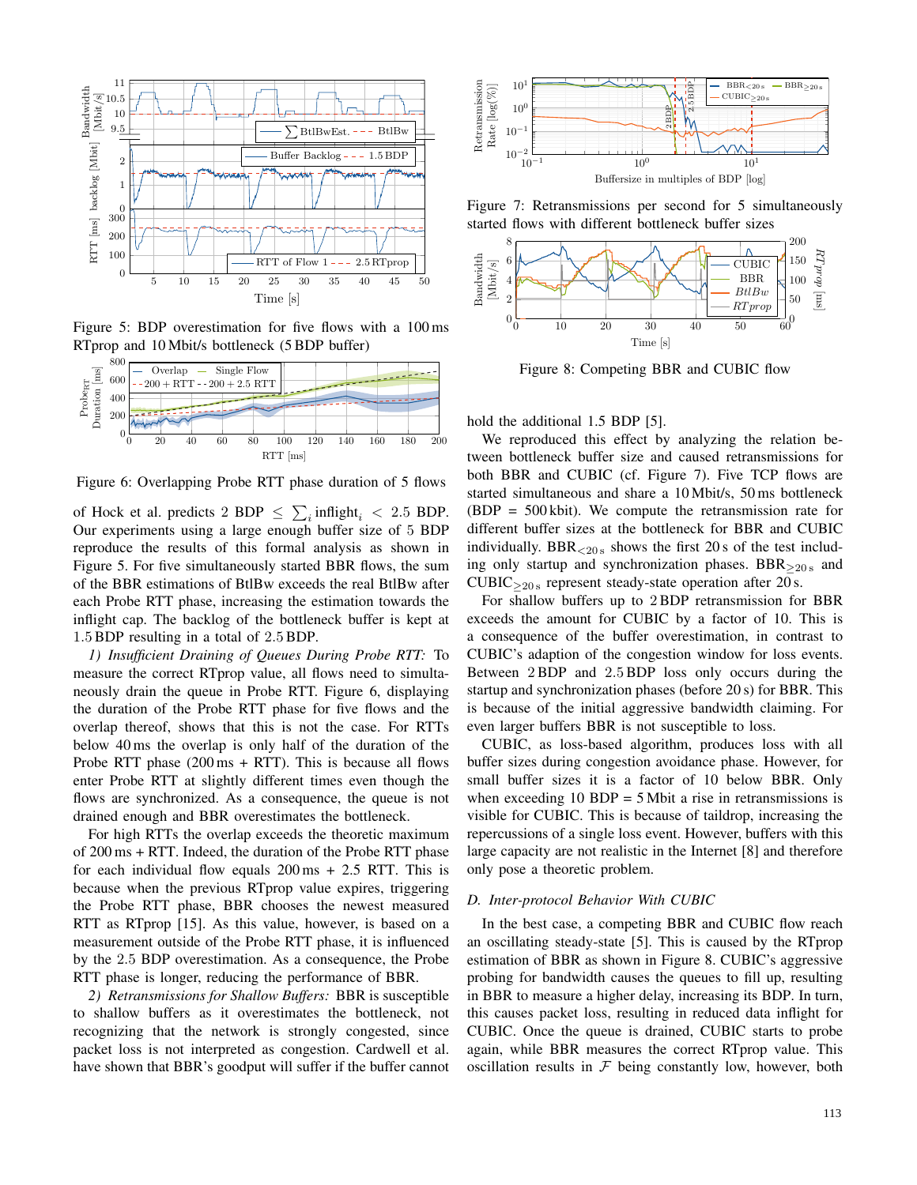Figure 5: BDP overestimation for five flows with a 100 ms RTprop and 10 Mbit/s bottleneck (5 BDP buffer)

Figure 6: Overlapping Probe RTT phase duration of 5 flows

of Hock et al. predicts 2 BDP $\leq \sum_i \text{inflight}_i < 2.5$ BDP. Our experiments using a large enough buffer size of 5 BDP reproduce the results of this formal analysis as shown in Figure 5. For five simultaneously started BBR flows, the sum of the BBR estimations of BtlBw exceeds the real BtlBw after each Probe RTT phase, increasing the estimation towards the inflight cap. The backlog of the bottleneck buffer is kept at 1.5 BDP resulting in a total of 2.5 BDP.

*1) Insufficient Draining of Queues During Probe RTT:* To measure the correct RTprop value, all flows need to simultaneously drain the queue in Probe RTT. Figure 6, displaying the duration of the Probe RTT phase for five flows and the overlap thereof, shows that this is not the case. For RTTs below 40 ms the overlap is only half of the duration of the Probe RTT phase (200 ms + RTT). This is because all flows enter Probe RTT at slightly different times even though the flows are synchronized. As a consequence, the queue is not drained enough and BBR overestimates the bottleneck.

For high RTTs the overlap exceeds the theoretic maximum of 200 ms + RTT. Indeed, the duration of the Probe RTT phase for each individual flow equals 200 ms + 2.5 RTT. This is because when the previous RTprop value expires, triggering the Probe RTT phase, BBR chooses the newest measured RTT as RTprop [15]. As this value, however, is based on a measurement outside of the Probe RTT phase, it is influenced by the 2.5 BDP overestimation. As a consequence, the Probe RTT phase is longer, reducing the performance of BBR.

*2) Retransmissions for Shallow Buffers:* BBR is susceptible to shallow buffers as it overestimates the bottleneck, not recognizing that the network is strongly congested, since packet loss is not interpreted as congestion. Cardwell et al. have shown that BBR's goodput will suffer if the buffer cannot hold the additional 1.5 BDP [5].

Figure 7: Retransmissions per second for 5 simultaneously started flows with different bottleneck buffer sizes

Figure 8: Competing BBR and CUBIC flow

We reproduced this effect by analyzing the relation between bottleneck buffer size and caused retransmissions for both BBR and CUBIC (cf. Figure 7). Five TCP flows are started simultaneous and share a 10 Mbit/s, 50 ms bottleneck (BDP = 500 kbit). We compute the retransmission rate for different buffer sizes at the bottleneck for BBR and CUBIC individually. $\text{BBR}_{<20\,\text{s}}$ shows the first 20 s of the test including only startup and synchronization phases. $\text{BBR}_{\geq 20\,\text{s}}$ and $\text{CUBIC}_{\geq 20\,\text{s}}$ represent steady-state operation after 20 s.

For shallow buffers up to 2 BDP retransmission for BBR exceeds the amount for CUBIC by a factor of 10. This is a consequence of the buffer overestimation, in contrast to CUBIC's adaption of the congestion window for loss events. Between 2 BDP and 2.5 BDP loss only occurs during the startup and synchronization phases (before 20 s) for BBR. This is because of the initial aggressive bandwidth claiming. For even larger buffers BBR is not susceptible to loss.

CUBIC, as loss-based algorithm, produces loss with all buffer sizes during congestion avoidance phase. However, for small buffer sizes it is a factor of 10 below BBR. Only when exceeding 10 BDP = 5 Mbit a rise in retransmissions is visible for CUBIC. This is because of taildrop, increasing the repercussions of a single loss event. However, buffers with this large capacity are not realistic in the Internet [8] and therefore only pose a theoretic problem.

### *D. Inter-protocol Behavior With CUBIC*

In the best case, a competing BBR and CUBIC flow reach an oscillating steady-state [5]. This is caused by the RTprop estimation of BBR as shown in Figure 8. CUBIC's aggressive probing for bandwidth causes the queues to fill up, resulting in BBR to measure a higher delay, increasing its BDP. In turn, this causes packet loss, resulting in reduced data inflight for CUBIC. Once the queue is drained, CUBIC starts to probe again, while BBR measures the correct RTprop value. This oscillation results in $\mathcal{F}$ being constantly low, however, both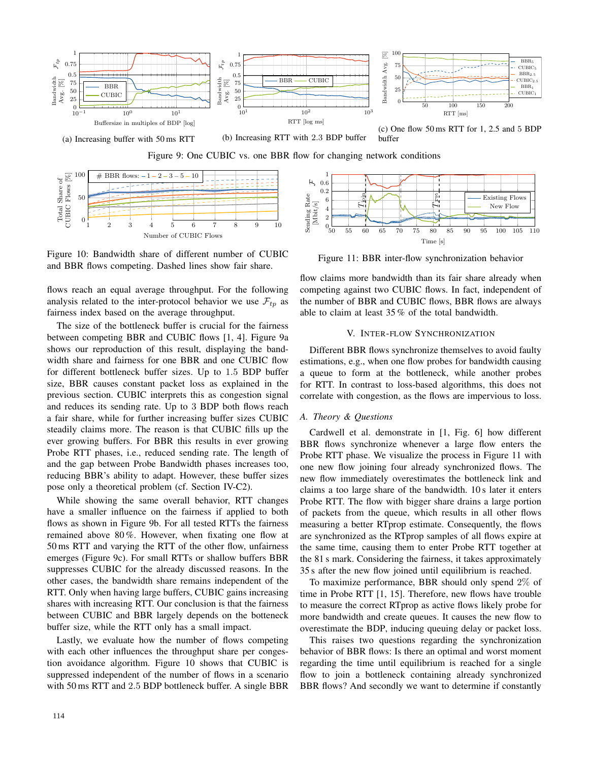(a) Increasing buffer with 50 ms RTT

(b) Increasing RTT with 2.3 BDP buffer

(c) One flow 50 ms RTT for 1, 2.5 and 5 BDP buffer

Figure 9: One CUBIC vs. one BBR flow for changing network conditions

Figure 10: Bandwidth share of different number of CUBIC and BBR flows competing. Dashed lines show fair share.

Figure 11: BBR inter-flow synchronization behavior

flows reach an equal average throughput. For the following analysis related to the inter-protocol behavior we use $\mathcal{F}_{tp}$ as fairness index based on the average throughput.

The size of the bottleneck buffer is crucial for the fairness between competing BBR and CUBIC flows [1, 4]. Figure 9a shows our reproduction of this result, displaying the bandwidth share and fairness for one BBR and one CUBIC flow for different bottleneck buffer sizes. Up to 1.5 BDP buffer size, BBR causes constant packet loss as explained in the previous section. CUBIC interprets this as congestion signal and reduces its sending rate. Up to 3 BDP both flows reach a fair share, while for further increasing buffer sizes CUBIC steadily claims more. The reason is that CUBIC fills up the ever growing buffers. For BBR this results in ever growing Probe RTT phases, i.e., reduced sending rate. The length of and the gap between Probe Bandwidth phases increases too, reducing BBR's ability to adapt. However, these buffer sizes pose only a theoretical problem (cf. Section IV-C2).

While showing the same overall behavior, RTT changes have a smaller influence on the fairness if applied to both flows as shown in Figure 9b. For all tested RTTs the fairness remained above 80 %. However, when fixating one flow at 50 ms RTT and varying the RTT of the other flow, unfairness emerges (Figure 9c). For small RTTs or shallow buffers BBR suppresses CUBIC for the already discussed reasons. In the other cases, the bandwidth share remains independent of the RTT. Only when having large buffers, CUBIC gains increasing shares with increasing RTT. Our conclusion is that the fairness between CUBIC and BBR largely depends on the botteneck buffer size, while the RTT only has a small impact.

Lastly, we evaluate how the number of flows competing with each other influences the throughput share per congestion avoidance algorithm. Figure 10 shows that CUBIC is suppressed independent of the number of flows in a scenario with 50 ms RTT and 2.5 BDP bottleneck buffer. A single BBR flow claims more bandwidth than its fair share already when competing against two CUBIC flows. In fact, independent of the number of BBR and CUBIC flows, BBR flows are always able to claim at least 35 % of the total bandwidth.

## V. Inter-Flow Synchronization

Different BBR flows synchronize themselves to avoid faulty estimations, e.g., when one flow probes for bandwidth causing a queue to form at the bottleneck, while another probes for RTT. In contrast to loss-based algorithms, this does not correlate with congestion, as the flows are impervious to loss.

### A. Theory & Questions

Cardwell et al. demonstrate in [1, Fig. 6] how different BBR flows synchronize whenever a large flow enters the Probe RTT phase. We visualize the process in Figure 11 with one new flow joining four already synchronized flows. The new flow immediately overestimates the bottleneck link and claims a too large share of the bandwidth. 10 s later it enters Probe RTT. The flow with bigger share drains a large portion of packets from the queue, which results in all other flows measuring a better RTprop estimate. Consequently, the flows are synchronized as the RTprop samples of all flows expire at the same time, causing them to enter Probe RTT together at the 81 s mark. Considering the fairness, it takes approximately 35 s after the new flow joined until equilibrium is reached.

To maximize performance, BBR should only spend 2% of time in Probe RTT [1, 15]. Therefore, new flows have trouble to measure the correct RTprop as active flows likely probe for more bandwidth and create queues. It causes the new flow to overestimate the BDP, inducing queuing delay or packet loss.

This raises two questions regarding the synchronization behavior of BBR flows: Is there an optimal and worst moment regarding the time until equilibrium is reached for a single flow to join a bottleneck containing already synchronized BBR flows? And secondly we want to determine if constantly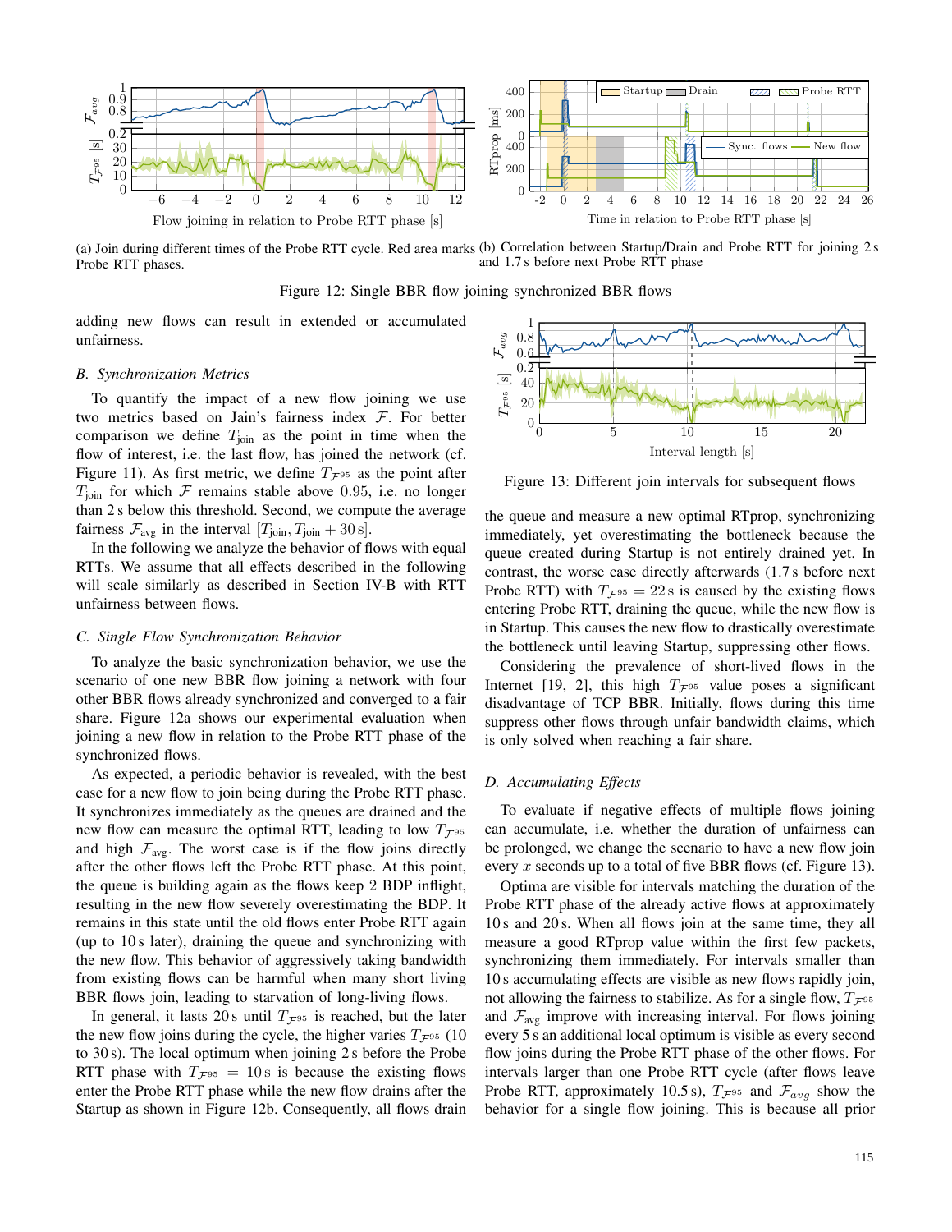(a) Join during different times of the Probe RTT cycle. Red area marks Probe RTT phases.

(b) Correlation between Startup/Drain and Probe RTT for joining 2 s and 1.7 s before next Probe RTT phase

Figure 12: Single BBR flow joining synchronized BBR flows

adding new flows can result in extended or accumulated unfairness.

### B. Synchronization Metrics

To quantify the impact of a new flow joining we use two metrics based on Jain's fairness index $\mathcal{F}$. For better comparison we define $T_{\text{join}}$ as the point in time when the flow of interest, i.e. the last flow, has joined the network (cf. Figure 11). As first metric, we define $T_{\mathcal{F}^{95}}$ as the point after $T_{\text{join}}$ for which $\mathcal{F}$ remains stable above 0.95, i.e. no longer than 2 s below this threshold. Second, we compute the average fairness $\mathcal{F}_{\text{avg}}$ in the interval $[T_{\text{join}}, T_{\text{join}} + 30\,\text{s}]$.

In the following we analyze the behavior of flows with equal RTTs. We assume that all effects described in the following will scale similarly as described in Section IV-B with RTT unfairness between flows.

### C. Single Flow Synchronization Behavior

To analyze the basic synchronization behavior, we use the scenario of one new BBR flow joining a network with four other BBR flows already synchronized and converged to a fair share. Figure 12a shows our experimental evaluation when joining a new flow in relation to the Probe RTT phase of the synchronized flows.

As expected, a periodic behavior is revealed, with the best case for a new flow to join being during the Probe RTT phase. It synchronizes immediately as the queues are drained and the new flow can measure the optimal RTT, leading to low $T_{\mathcal{F}^{95}}$ and high $\mathcal{F}_{\text{avg}}$. The worst case is if the flow joins directly after the other flows left the Probe RTT phase. At this point, the queue is building again as the flows keep 2 BDP inflight, resulting in the new flow severely overestimating the BDP. It remains in this state until the old flows enter Probe RTT again (up to 10 s later), draining the queue and synchronizing with the new flow. This behavior of aggressively taking bandwidth from existing flows can be harmful when many short living BBR flows join, leading to starvation of long-living flows.

In general, it lasts 20 s until $T_{\mathcal{F}^{95}}$ is reached, but the later the new flow joins during the cycle, the higher varies $T_{\mathcal{F}^{95}}$ (10 to 30 s). The local optimum when joining 2 s before the Probe RTT phase with $T_{\mathcal{F}^{95}} = 10\,\text{s}$ is because the existing flows enter the Probe RTT phase while the new flow drains after the Startup as shown in Figure 12b. Consequently, all flows drain the queue and measure a new optimal RTprop, synchronizing immediately, yet overestimating the bottleneck because the queue created during Startup is not entirely drained yet. In contrast, the worse case directly afterwards (1.7 s before next Probe RTT) with $T_{\mathcal{F}^{95}} = 22\,\text{s}$ is caused by the existing flows entering Probe RTT, draining the queue, while the new flow is in Startup. This causes the new flow to drastically overestimate the bottleneck until leaving Startup, suppressing other flows.

Considering the prevalence of short-lived flows in the Internet [19, 2], this high $T_{\mathcal{F}^{95}}$ value poses a significant disadvantage of TCP BBR. Initially, flows during this time suppress other flows through unfair bandwidth claims, which is only solved when reaching a fair share.

Figure 13: Different join intervals for subsequent flows

### D. Accumulating Effects

To evaluate if negative effects of multiple flows joining can accumulate, i.e. whether the duration of unfairness can be prolonged, we change the scenario to have a new flow join every $x$ seconds up to a total of five BBR flows (cf. Figure 13).

Optima are visible for intervals matching the duration of the Probe RTT phase of the already active flows at approximately 10 s and 20 s. When all flows join at the same time, they all measure a good RTprop value within the first few packets, synchronizing them immediately. For intervals smaller than 10 s accumulating effects are visible as new flows rapidly join, not allowing the fairness to stabilize. As for a single flow, $T_{\mathcal{F}^{95}}$ and $\mathcal{F}_{\text{avg}}$ improve with increasing interval. For flows joining every 5 s an additional local optimum is visible as every second flow joins during the Probe RTT phase of the other flows. For intervals larger than one Probe RTT cycle (after flows leave Probe RTT, approximately 10.5 s), $T_{\mathcal{F}^{95}}$ and $\mathcal{F}_{avg}$ show the behavior for a single flow joining. This is because all prior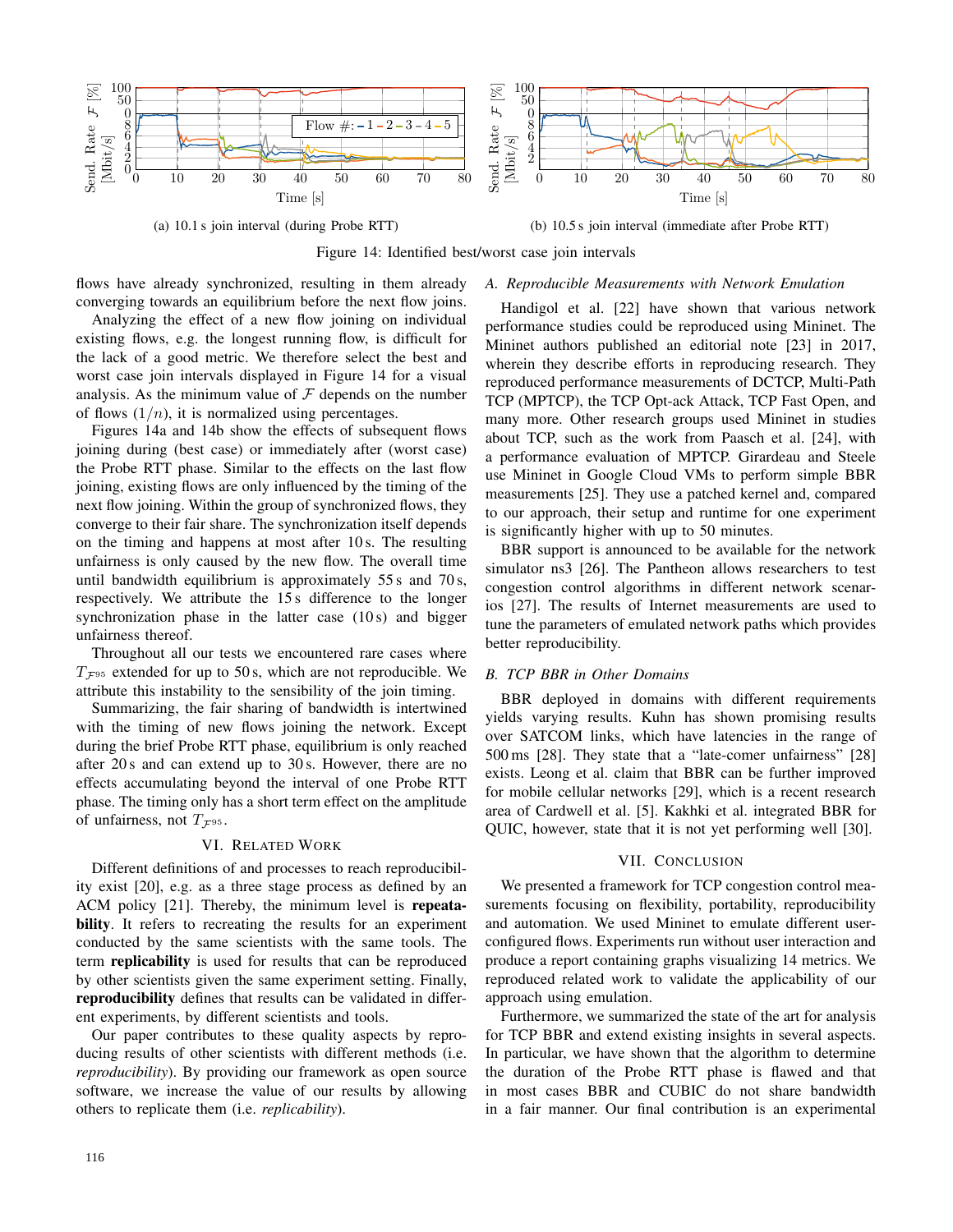(a) 10.1 s join interval (during Probe RTT)

(b) 10.5 s join interval (immediate after Probe RTT)

Figure 14: Identified best/worst case join intervals

flows have already synchronized, resulting in them already converging towards an equilibrium before the next flow joins.

Analyzing the effect of a new flow joining on individual existing flows, e.g. the longest running flow, is difficult for the lack of a good metric. We therefore select the best and worst case join intervals displayed in Figure 14 for a visual analysis. As the minimum value of $\mathcal{F}$ depends on the number of flows ($1/n$), it is normalized using percentages.

Figures 14a and 14b show the effects of subsequent flows joining during (best case) or immediately after (worst case) the Probe RTT phase. Similar to the effects on the last flow joining, existing flows are only influenced by the timing of the next flow joining. Within the group of synchronized flows, they converge to their fair share. The synchronization itself depends on the timing and happens at most after 10 s. The resulting unfairness is only caused by the new flow. The overall time until bandwidth equilibrium is approximately 55 s and 70 s, respectively. We attribute the 15 s difference to the longer synchronization phase in the latter case (10 s) and bigger unfairness thereof.

Throughout all our tests we encountered rare cases where $T_{\mathcal{F}^{95}}$ extended for up to 50 s, which are not reproducible. We attribute this instability to the sensibility of the join timing.

Summarizing, the fair sharing of bandwidth is intertwined with the timing of new flows joining the network. Except during the brief Probe RTT phase, equilibrium is only reached after 20 s and can extend up to 30 s. However, there are no effects accumulating beyond the interval of one Probe RTT phase. The timing only has a short term effect on the amplitude of unfairness, not $T_{\mathcal{F}^{95}}$.

## VI. Related Work

Different definitions of and processes to reach reproducibility exist [20], e.g. as a three stage process as defined by an ACM policy [21]. Thereby, the minimum level is **repeatability**. It refers to recreating the results for an experiment conducted by the same scientists with the same tools. The term **replicability** is used for results that can be reproduced by other scientists given the same experiment setting. Finally, **reproducibility** defines that results can be validated in different experiments, by different scientists and tools.

Our paper contributes to these quality aspects by reproducing results of other scientists with different methods (i.e. *reproducibility*). By providing our framework as open source software, we increase the value of our results by allowing others to replicate them (i.e. *replicability*).

### A. Reproducible Measurements with Network Emulation

Handigol et al. [22] have shown that various network performance studies could be reproduced using Mininet. The Mininet authors published an editorial note [23] in 2017, wherein they describe efforts in reproducing research. They reproduced performance measurements of DCTCP, Multi-Path TCP (MPTCP), the TCP Opt-ack Attack, TCP Fast Open, and many more. Other research groups used Mininet in studies about TCP, such as the work from Paasch et al. [24], with a performance evaluation of MPTCP. Girardeau and Steele use Mininet in Google Cloud VMs to perform simple BBR measurements [25]. They use a patched kernel and, compared to our approach, their setup and runtime for one experiment is significantly higher with up to 50 minutes.

BBR support is announced to be available for the network simulator ns3 [26]. The Pantheon allows researchers to test congestion control algorithms in different network scenarios [27]. The results of Internet measurements are used to tune the parameters of emulated network paths which provides better reproducibility.

### B. TCP BBR in Other Domains

BBR deployed in domains with different requirements yields varying results. Kuhn has shown promising results over SATCOM links, which have latencies in the range of 500 ms [28]. They state that a "late-comer unfairness" [28] exists. Leong et al. claim that BBR can be further improved for mobile cellular networks [29], which is a recent research area of Cardwell et al. [5]. Kakhki et al. integrated BBR for QUIC, however, state that it is not yet performing well [30].

## VII. Conclusion

We presented a framework for TCP congestion control measurements focusing on flexibility, portability, reproducibility and automation. We used Mininet to emulate different user-configured flows. Experiments run without user interaction and produce a report containing graphs visualizing 14 metrics. We reproduced related work to validate the applicability of our approach using emulation.

Furthermore, we summarized the state of the art for analysis for TCP BBR and extend existing insights in several aspects. In particular, we have shown that the algorithm to determine the duration of the Probe RTT phase is flawed and that in most cases BBR and CUBIC do not share bandwidth in a fair manner. Our final contribution is an experimental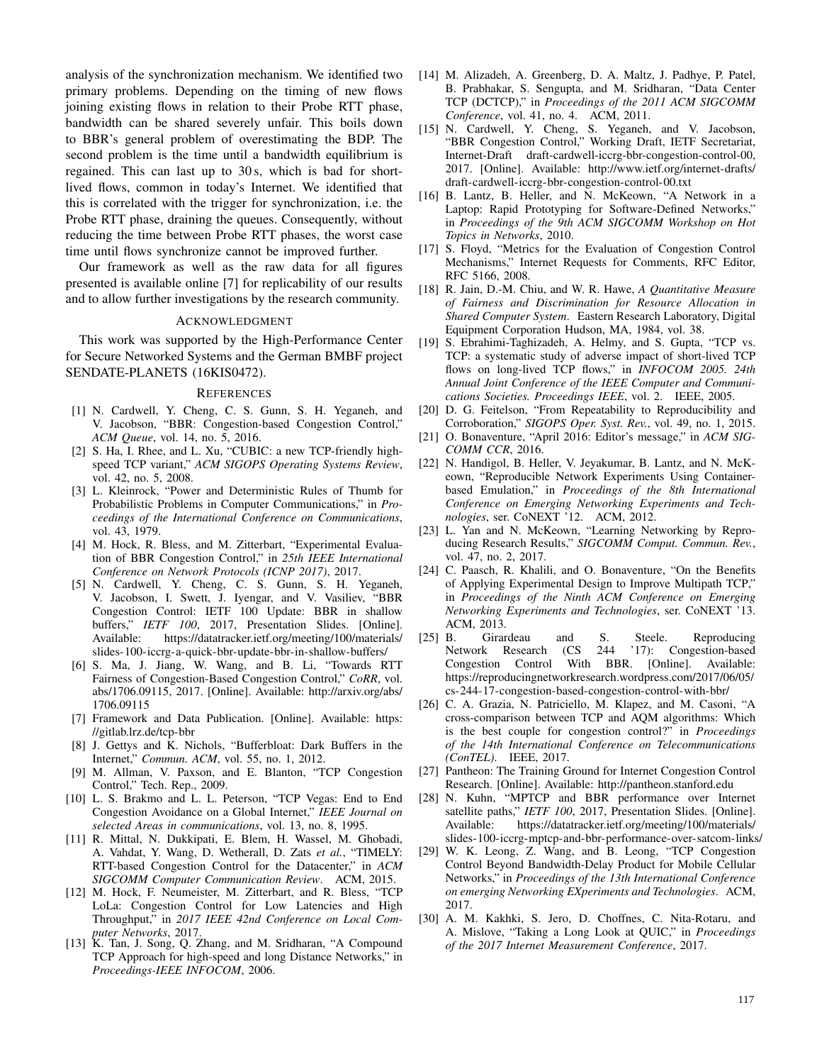analysis of the synchronization mechanism. We identified two primary problems. Depending on the timing of new flows joining existing flows in relation to their Probe RTT phase, bandwidth can be shared severely unfair. This boils down to BBR's general problem of overestimating the BDP. The second problem is the time until a bandwidth equilibrium is regained. This can last up to 30 s, which is bad for short-lived flows, common in today's Internet. We identified that this is correlated with the trigger for synchronization, i.e. the Probe RTT phase, draining the queues. Consequently, without reducing the time between Probe RTT phases, the worst case time until flows synchronize cannot be improved further.

Our framework as well as the raw data for all figures presented is available online [7] for replicability of our results and to allow further investigations by the research community.

## Acknowledgment

This work was supported by the High-Performance Center for Secure Networked Systems and the German BMBF project SENDATE-PLANETS (16KIS0472).

## References

[1] N. Cardwell, Y. Cheng, C. S. Gunn, S. H. Yeganeh, and V. Jacobson, "BBR: Congestion-based Congestion Control," *ACM Queue*, vol. 14, no. 5, 2016.

[2] S. Ha, I. Rhee, and L. Xu, "CUBIC: a new TCP-friendly high-speed TCP variant," *ACM SIGOPS Operating Systems Review*, vol. 42, no. 5, 2008.

[3] L. Kleinrock, "Power and Deterministic Rules of Thumb for Probabilistic Problems in Computer Communications," in *Proceedings of the International Conference on Communications*, vol. 43, 1979.

[4] M. Hock, R. Bless, and M. Zitterbart, "Experimental Evaluation of BBR Congestion Control," in *25th IEEE International Conference on Network Protocols (ICNP 2017)*, 2017.

[5] N. Cardwell, Y. Cheng, C. S. Gunn, S. H. Yeganeh, V. Jacobson, I. Swett, J. Iyengar, and V. Vasiliev, "BBR Congestion Control: IETF 100 Update: BBR in shallow buffers," *IETF 100*, 2017, Presentation Slides. [Online]. Available: https://datatracker.ietf.org/meeting/100/materials/slides-100-iccrg-a-quick-bbr-update-bbr-in-shallow-buffers/

[6] S. Ma, J. Jiang, W. Wang, and B. Li, "Towards RTT Fairness of Congestion-Based Congestion Control," *CoRR*, vol. abs/1706.09115, 2017. [Online]. Available: http://arxiv.org/abs/1706.09115

[7] Framework and Data Publication. [Online]. Available: https://gitlab.lrz.de/tcp-bbr

[8] J. Gettys and K. Nichols, "Bufferbloat: Dark Buffers in the Internet," *Commun. ACM*, vol. 55, no. 1, 2012.

[9] M. Allman, V. Paxson, and E. Blanton, "TCP Congestion Control," Tech. Rep., 2009.

[10] L. S. Brakmo and L. L. Peterson, "TCP Vegas: End to End Congestion Avoidance on a Global Internet," *IEEE Journal on selected Areas in communications*, vol. 13, no. 8, 1995.

[11] R. Mittal, N. Dukkipati, E. Blem, H. Wassel, M. Ghobadi, A. Vahdat, Y. Wang, D. Wetherall, D. Zats *et al.*, "TIMELY: RTT-based Congestion Control for the Datacenter," in *ACM SIGCOMM Computer Communication Review*. ACM, 2015.

[12] M. Hock, F. Neumeister, M. Zitterbart, and R. Bless, "TCP LoLa: Congestion Control for Low Latencies and High Throughput," in *2017 IEEE 42nd Conference on Local Computer Networks*, 2017.

[13] K. Tan, J. Song, Q. Zhang, and M. Sridharan, "A Compound TCP Approach for high-speed and long Distance Networks," in *Proceedings-IEEE INFOCOM*, 2006.

[14] M. Alizadeh, A. Greenberg, D. A. Maltz, J. Padhye, P. Patel, B. Prabhakar, S. Sengupta, and M. Sridharan, "Data Center TCP (DCTCP)," in *Proceedings of the 2011 ACM SIGCOMM Conference*, vol. 41, no. 4. ACM, 2011.

[15] N. Cardwell, Y. Cheng, S. Yeganeh, and V. Jacobson, "BBR Congestion Control," Working Draft, IETF Secretariat, Internet-Draft draft-cardwell-iccrg-bbr-congestion-control-00, 2017. [Online]. Available: http://www.ietf.org/internet-drafts/draft-cardwell-iccrg-bbr-congestion-control-00.txt

[16] B. Lantz, B. Heller, and N. McKeown, "A Network in a Laptop: Rapid Prototyping for Software-Defined Networks," in *Proceedings of the 9th ACM SIGCOMM Workshop on Hot Topics in Networks*, 2010.

[17] S. Floyd, "Metrics for the Evaluation of Congestion Control Mechanisms," Internet Requests for Comments, RFC Editor, RFC 5166, 2008.

[18] R. Jain, D.-M. Chiu, and W. R. Hawe, *A Quantitative Measure of Fairness and Discrimination for Resource Allocation in Shared Computer System*. Eastern Research Laboratory, Digital Equipment Corporation Hudson, MA, 1984, vol. 38.

[19] S. Ebrahimi-Taghizadeh, A. Helmy, and S. Gupta, "TCP vs. TCP: a systematic study of adverse impact of short-lived TCP flows on long-lived TCP flows," in *INFOCOM 2005. 24th Annual Joint Conference of the IEEE Computer and Communications Societies. Proceedings IEEE*, vol. 2. IEEE, 2005.

[20] D. G. Feitelson, "From Repeatability to Reproducibility and Corroboration," *SIGOPS Oper. Syst. Rev.*, vol. 49, no. 1, 2015.

[21] O. Bonaventure, "April 2016: Editor's message," in *ACM SIGCOMM CCR*, 2016.

[22] N. Handigol, B. Heller, V. Jeyakumar, B. Lantz, and N. McKeown, "Reproducible Network Experiments Using Container-based Emulation," in *Proceedings of the 8th International Conference on Emerging Networking Experiments and Technologies*, ser. CoNEXT '12. ACM, 2012.

[23] L. Yan and N. McKeown, "Learning Networking by Reproducing Research Results," *SIGCOMM Comput. Commun. Rev.*, vol. 47, no. 2, 2017.

[24] C. Paasch, R. Khalili, and O. Bonaventure, "On the Benefits of Applying Experimental Design to Improve Multipath TCP," in *Proceedings of the Ninth ACM Conference on Emerging Networking Experiments and Technologies*, ser. CoNEXT '13. ACM, 2013.

[25] B. Girardeau and S. Steele. Reproducing Network Research (CS 244 '17): Congestion-based Congestion Control With BBR. [Online]. Available: https://reproducingnetworkresearch.wordpress.com/2017/06/05/cs-244-17-congestion-based-congestion-control-with-bbr/

[26] C. A. Grazia, N. Patriciello, M. Klapez, and M. Casoni, "A cross-comparison between TCP and AQM algorithms: Which is the best couple for congestion control?" in *Proceedings of the 14th International Conference on Telecommunications (ConTEL)*. IEEE, 2017.

[27] Pantheon: The Training Ground for Internet Congestion Control Research. [Online]. Available: http://pantheon.stanford.edu

[28] N. Kuhn, "MPTCP and BBR performance over Internet satellite paths," *IETF 100*, 2017, Presentation Slides. [Online]. Available: https://datatracker.ietf.org/meeting/100/materials/slides-100-iccrg-mptcp-and-bbr-performance-over-satcom-links/

[29] W. K. Leong, Z. Wang, and B. Leong, "TCP Congestion Control Beyond Bandwidth-Delay Product for Mobile Cellular Networks," in *Proceedings of the 13th International Conference on emerging Networking EXperiments and Technologies*. ACM, 2017.

[30] A. M. Kakhki, S. Jero, D. Choffnes, C. Nita-Rotaru, and A. Mislove, "Taking a Long Look at QUIC," in *Proceedings of the 2017 Internet Measurement Conference*, 2017.